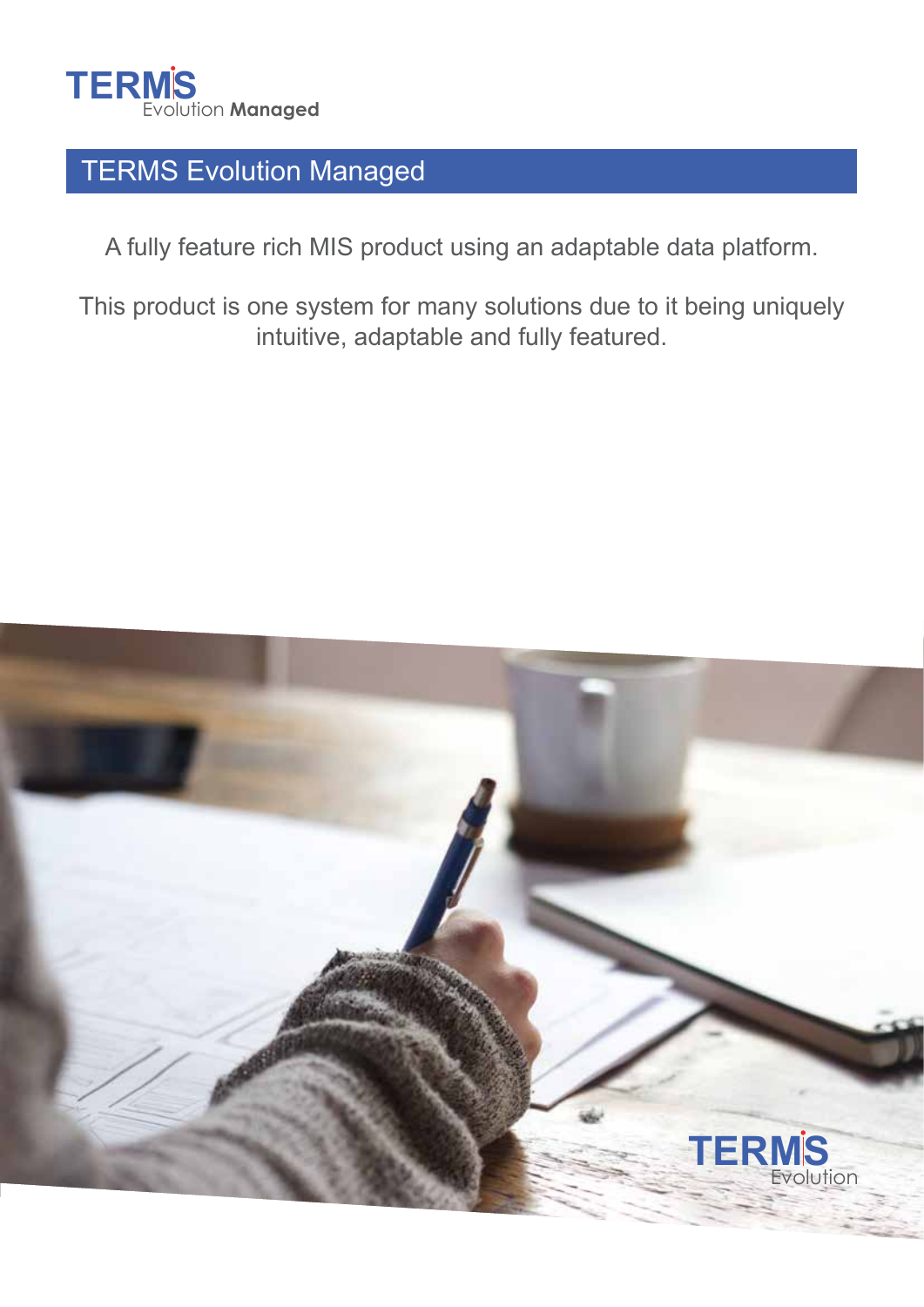# TERMS Evolution Managed

A fully feature rich MIS product using an adaptable data platform.

This product is one system for many solutions due to it being uniquely intuitive, adaptable and fully featured.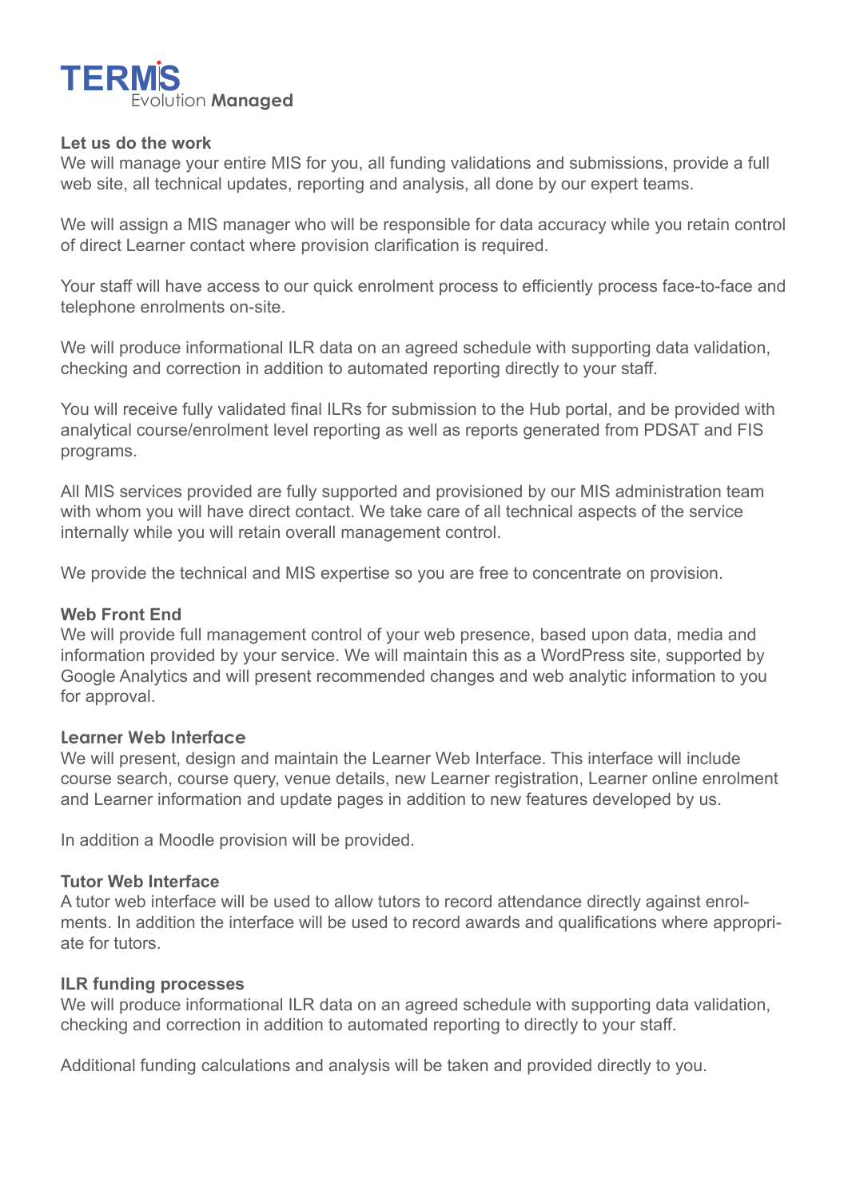# TERMS
Evolution **Managed**

### Let us do the work

We will manage your entire MIS for you, all funding validations and submissions, provide a full web site, all technical updates, reporting and analysis, all done by our expert teams.

We will assign a MIS manager who will be responsible for data accuracy while you retain control of direct Learner contact where provision clarification is required.

Your staff will have access to our quick enrolment process to efficiently process face-to-face and telephone enrolments on-site.

We will produce informational ILR data on an agreed schedule with supporting data validation, checking and correction in addition to automated reporting directly to your staff.

You will receive fully validated final ILRs for submission to the Hub portal, and be provided with analytical course/enrolment level reporting as well as reports generated from PDSAT and FIS programs.

All MIS services provided are fully supported and provisioned by our MIS administration team with whom you will have direct contact. We take care of all technical aspects of the service internally while you will retain overall management control.

We provide the technical and MIS expertise so you are free to concentrate on provision.

### Web Front End

We will provide full management control of your web presence, based upon data, media and information provided by your service. We will maintain this as a WordPress site, supported by Google Analytics and will present recommended changes and web analytic information to you for approval.

### Learner Web Interface

We will present, design and maintain the Learner Web Interface. This interface will include course search, course query, venue details, new Learner registration, Learner online enrolment and Learner information and update pages in addition to new features developed by us.

In addition a Moodle provision will be provided.

### Tutor Web Interface

A tutor web interface will be used to allow tutors to record attendance directly against enrolments. In addition the interface will be used to record awards and qualifications where appropriate for tutors.

### ILR funding processes

We will produce informational ILR data on an agreed schedule with supporting data validation, checking and correction in addition to automated reporting to directly to your staff.

Additional funding calculations and analysis will be taken and provided directly to you.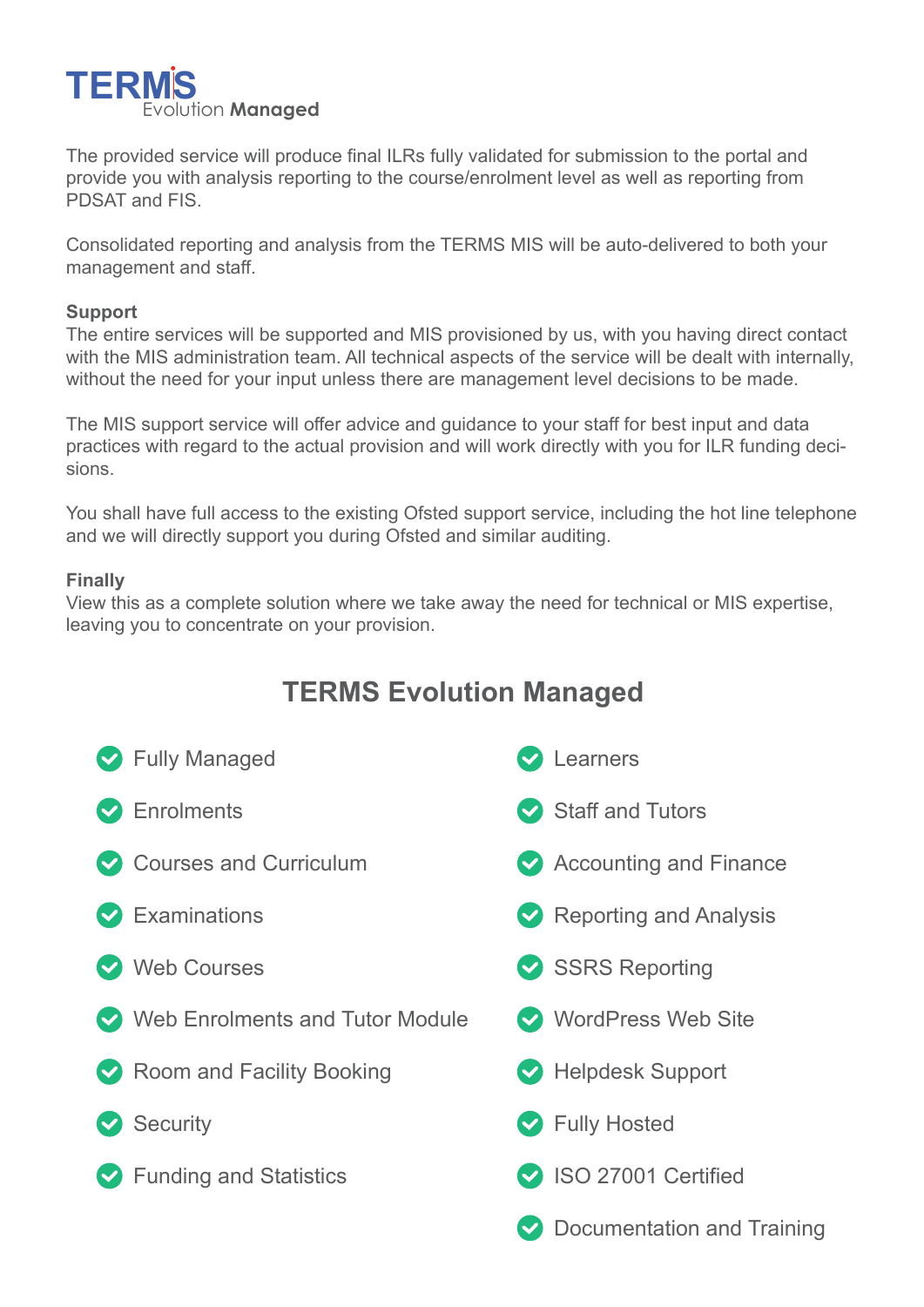**TERMS**
Evolution **Managed**

The provided service will produce final ILRs fully validated for submission to the portal and provide you with analysis reporting to the course/enrolment level as well as reporting from PDSAT and FIS.

Consolidated reporting and analysis from the TERMS MIS will be auto-delivered to both your management and staff.

**Support**

The entire services will be supported and MIS provisioned by us, with you having direct contact with the MIS administration team. All technical aspects of the service will be dealt with internally, without the need for your input unless there are management level decisions to be made.

The MIS support service will offer advice and guidance to your staff for best input and data practices with regard to the actual provision and will work directly with you for ILR funding decisions.

You shall have full access to the existing Ofsted support service, including the hot line telephone and we will directly support you during Ofsted and similar auditing.

**Finally**

View this as a complete solution where we take away the need for technical or MIS expertise, leaving you to concentrate on your provision.

## TERMS Evolution Managed

- Fully Managed
- Enrolments
- Courses and Curriculum
- Examinations
- Web Courses
- Web Enrolments and Tutor Module
- Room and Facility Booking
- Security
- Funding and Statistics
- Learners
- Staff and Tutors
- Accounting and Finance
- Reporting and Analysis
- SSRS Reporting
- WordPress Web Site
- Helpdesk Support
- Fully Hosted
- ISO 27001 Certified
- Documentation and Training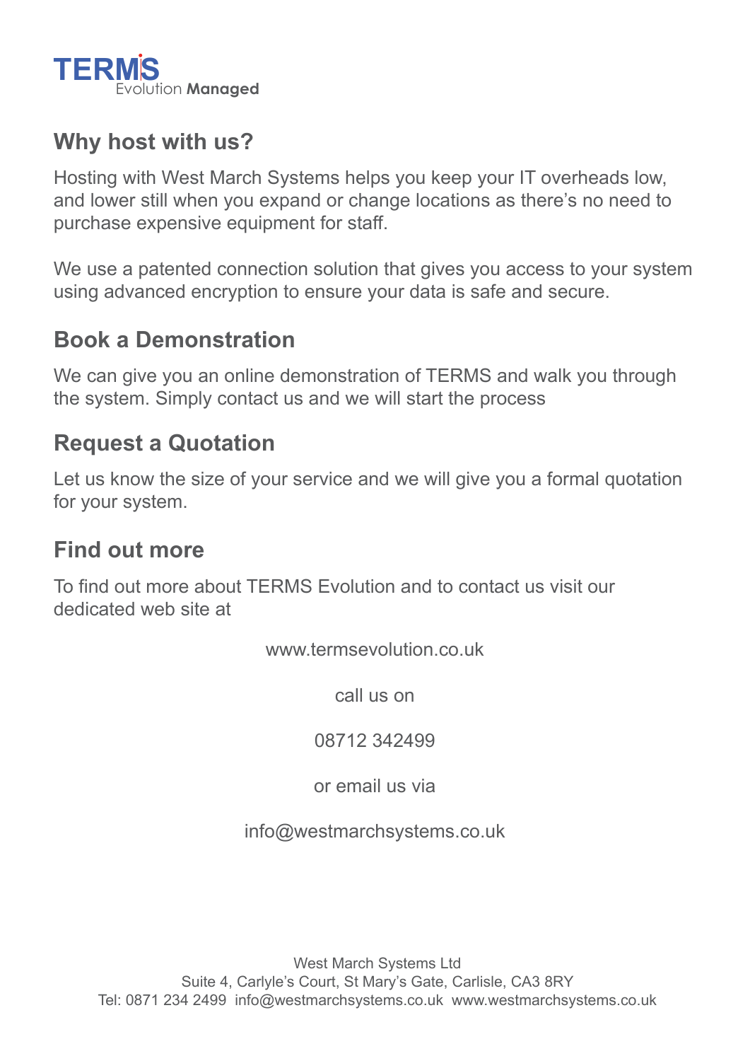TERMS
Evolution **Managed**

## Why host with us?

Hosting with West March Systems helps you keep your IT overheads low, and lower still when you expand or change locations as there's no need to purchase expensive equipment for staff.

We use a patented connection solution that gives you access to your system using advanced encryption to ensure your data is safe and secure.

## Book a Demonstration

We can give you an online demonstration of TERMS and walk you through the system. Simply contact us and we will start the process

## Request a Quotation

Let us know the size of your service and we will give you a formal quotation for your system.

## Find out more

To find out more about TERMS Evolution and to contact us visit our dedicated web site at

www.termsevolution.co.uk

call us on

08712 342499

or email us via

info@westmarchsystems.co.uk

West March Systems Ltd
Suite 4, Carlyle's Court, St Mary's Gate, Carlisle, CA3 8RY
Tel: 0871 234 2499 info@westmarchsystems.co.uk www.westmarchsystems.co.uk